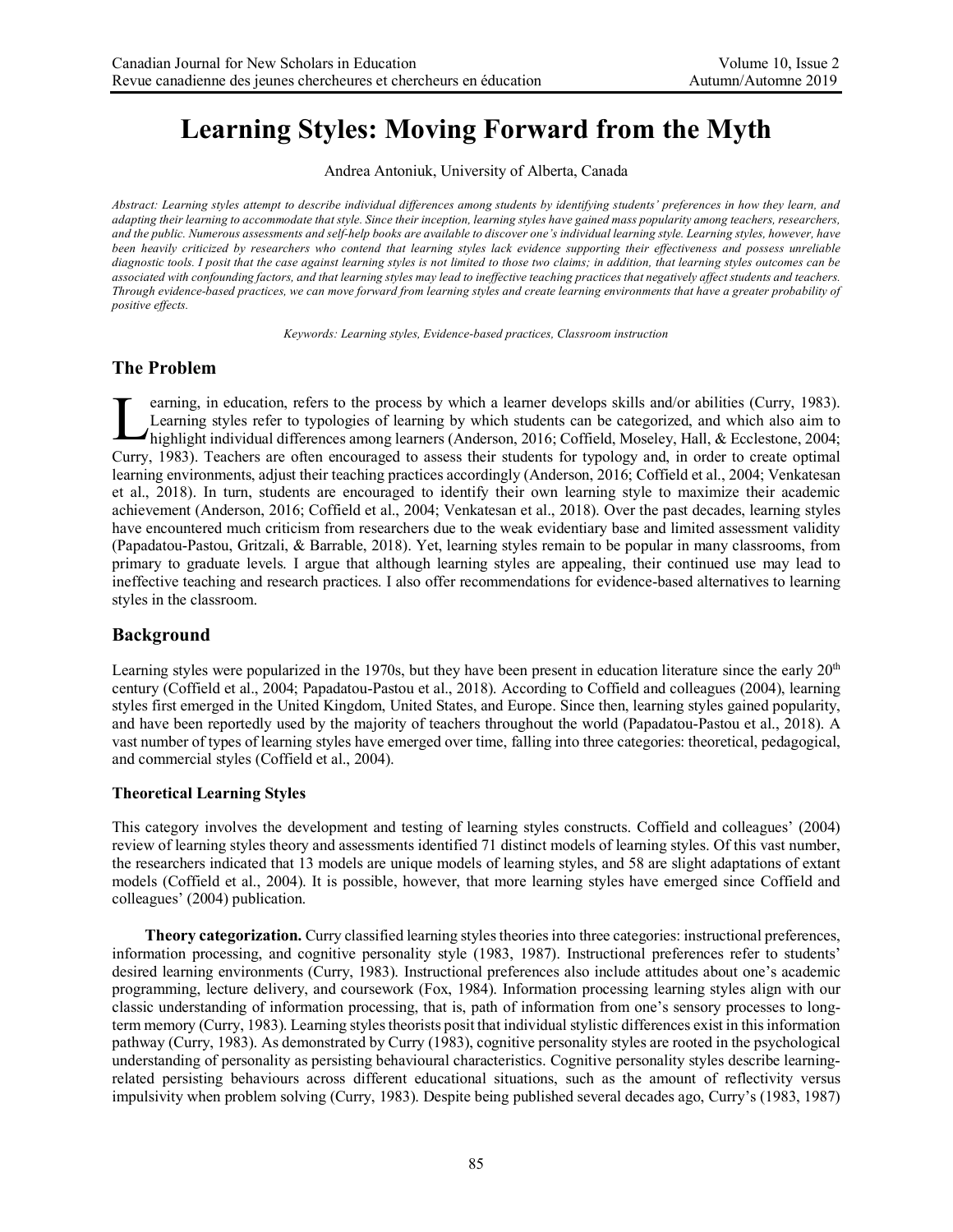# Learning Styles: Moving Forward from the Myth

Andrea Antoniuk, University of Alberta, Canada

*Abstract: Learning styles attempt to describe individual differences among students by identifying students' preferences in how they learn, and adapting their learning to accommodate that style. Since their inception, learning styles have gained mass popularity among teachers, researchers, and the public. Numerous assessments and self-help books are available to discover one's individual learning style. Learning styles, however, have been heavily criticized by researchers who contend that learning styles lack evidence supporting their effectiveness and possess unreliable diagnostic tools. I posit that the case against learning styles is not limited to those two claims; in addition, that learning styles outcomes can be associated with confounding factors, and that learning styles may lead to ineffective teaching practices that negatively affect students and teachers. Through evidence-based practices, we can move forward from learning styles and create learning environments that have a greater probability of positive effects.*

*Keywords: Learning styles, Evidence-based practices, Classroom instruction*

## The Problem

Learning, in education, refers to the process by which a learner develops skills and/or abilities (Curry, 1983). Learning styles refer to typologies of learning by which students can be categorized, and which also aim to highlight individual differences among learners (Anderson, 2016; Coffield, Moseley, Hall, & Ecclestone, 2004; Curry, 1983). Teachers are often encouraged to assess their students for typology and, in order to create optimal learning environments, adjust their teaching practices accordingly (Anderson, 2016; Coffield et al., 2004; Venkatesan et al., 2018). In turn, students are encouraged to identify their own learning style to maximize their academic achievement (Anderson, 2016; Coffield et al., 2004; Venkatesan et al., 2018). Over the past decades, learning styles have encountered much criticism from researchers due to the weak evidentiary base and limited assessment validity (Papadatou-Pastou, Gritzali, & Barrable, 2018). Yet, learning styles remain to be popular in many classrooms, from primary to graduate levels. I argue that although learning styles are appealing, their continued use may lead to ineffective teaching and research practices. I also offer recommendations for evidence-based alternatives to learning styles in the classroom.

## Background

Learning styles were popularized in the 1970s, but they have been present in education literature since the early 20th century (Coffield et al., 2004; Papadatou-Pastou et al., 2018). According to Coffield and colleagues (2004), learning styles first emerged in the United Kingdom, United States, and Europe. Since then, learning styles gained popularity, and have been reportedly used by the majority of teachers throughout the world (Papadatou-Pastou et al., 2018). A vast number of types of learning styles have emerged over time, falling into three categories: theoretical, pedagogical, and commercial styles (Coffield et al., 2004).

### Theoretical Learning Styles

This category involves the development and testing of learning styles constructs. Coffield and colleagues' (2004) review of learning styles theory and assessments identified 71 distinct models of learning styles. Of this vast number, the researchers indicated that 13 models are unique models of learning styles, and 58 are slight adaptations of extant models (Coffield et al., 2004). It is possible, however, that more learning styles have emerged since Coffield and colleagues' (2004) publication.

**Theory categorization.** Curry classified learning styles theories into three categories: instructional preferences, information processing, and cognitive personality style (1983, 1987). Instructional preferences refer to students' desired learning environments (Curry, 1983). Instructional preferences also include attitudes about one's academic programming, lecture delivery, and coursework (Fox, 1984). Information processing learning styles align with our classic understanding of information processing, that is, path of information from one's sensory processes to long-term memory (Curry, 1983). Learning styles theorists posit that individual stylistic differences exist in this information pathway (Curry, 1983). As demonstrated by Curry (1983), cognitive personality styles are rooted in the psychological understanding of personality as persisting behavioural characteristics. Cognitive personality styles describe learning-related persisting behaviours across different educational situations, such as the amount of reflectivity versus impulsivity when problem solving (Curry, 1983). Despite being published several decades ago, Curry's (1983, 1987)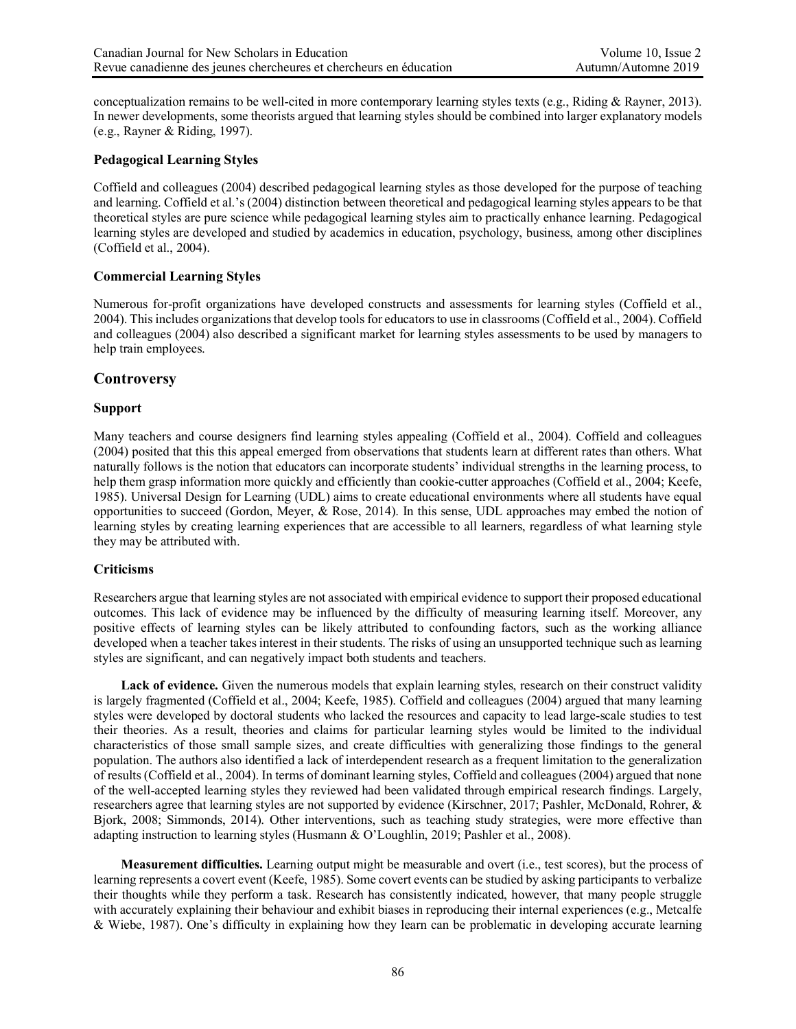conceptualization remains to be well-cited in more contemporary learning styles texts (e.g., Riding & Rayner, 2013). In newer developments, some theorists argued that learning styles should be combined into larger explanatory models (e.g., Rayner & Riding, 1997).

### Pedagogical Learning Styles

Coffield and colleagues (2004) described pedagogical learning styles as those developed for the purpose of teaching and learning. Coffield et al.'s (2004) distinction between theoretical and pedagogical learning styles appears to be that theoretical styles are pure science while pedagogical learning styles aim to practically enhance learning. Pedagogical learning styles are developed and studied by academics in education, psychology, business, among other disciplines (Coffield et al., 2004).

### Commercial Learning Styles

Numerous for-profit organizations have developed constructs and assessments for learning styles (Coffield et al., 2004). This includes organizations that develop tools for educators to use in classrooms (Coffield et al., 2004). Coffield and colleagues (2004) also described a significant market for learning styles assessments to be used by managers to help train employees.

## Controversy

### Support

Many teachers and course designers find learning styles appealing (Coffield et al., 2004). Coffield and colleagues (2004) posited that this this appeal emerged from observations that students learn at different rates than others. What naturally follows is the notion that educators can incorporate students' individual strengths in the learning process, to help them grasp information more quickly and efficiently than cookie-cutter approaches (Coffield et al., 2004; Keefe, 1985). Universal Design for Learning (UDL) aims to create educational environments where all students have equal opportunities to succeed (Gordon, Meyer, & Rose, 2014). In this sense, UDL approaches may embed the notion of learning styles by creating learning experiences that are accessible to all learners, regardless of what learning style they may be attributed with.

### Criticisms

Researchers argue that learning styles are not associated with empirical evidence to support their proposed educational outcomes. This lack of evidence may be influenced by the difficulty of measuring learning itself. Moreover, any positive effects of learning styles can be likely attributed to confounding factors, such as the working alliance developed when a teacher takes interest in their students. The risks of using an unsupported technique such as learning styles are significant, and can negatively impact both students and teachers.

**Lack of evidence.** Given the numerous models that explain learning styles, research on their construct validity is largely fragmented (Coffield et al., 2004; Keefe, 1985). Coffield and colleagues (2004) argued that many learning styles were developed by doctoral students who lacked the resources and capacity to lead large-scale studies to test their theories. As a result, theories and claims for particular learning styles would be limited to the individual characteristics of those small sample sizes, and create difficulties with generalizing those findings to the general population. The authors also identified a lack of interdependent research as a frequent limitation to the generalization of results (Coffield et al., 2004). In terms of dominant learning styles, Coffield and colleagues (2004) argued that none of the well-accepted learning styles they reviewed had been validated through empirical research findings. Largely, researchers agree that learning styles are not supported by evidence (Kirschner, 2017; Pashler, McDonald, Rohrer, & Bjork, 2008; Simmonds, 2014). Other interventions, such as teaching study strategies, were more effective than adapting instruction to learning styles (Husmann & O'Loughlin, 2019; Pashler et al., 2008).

**Measurement difficulties.** Learning output might be measurable and overt (i.e., test scores), but the process of learning represents a covert event (Keefe, 1985). Some covert events can be studied by asking participants to verbalize their thoughts while they perform a task. Research has consistently indicated, however, that many people struggle with accurately explaining their behaviour and exhibit biases in reproducing their internal experiences (e.g., Metcalfe & Wiebe, 1987). One's difficulty in explaining how they learn can be problematic in developing accurate learning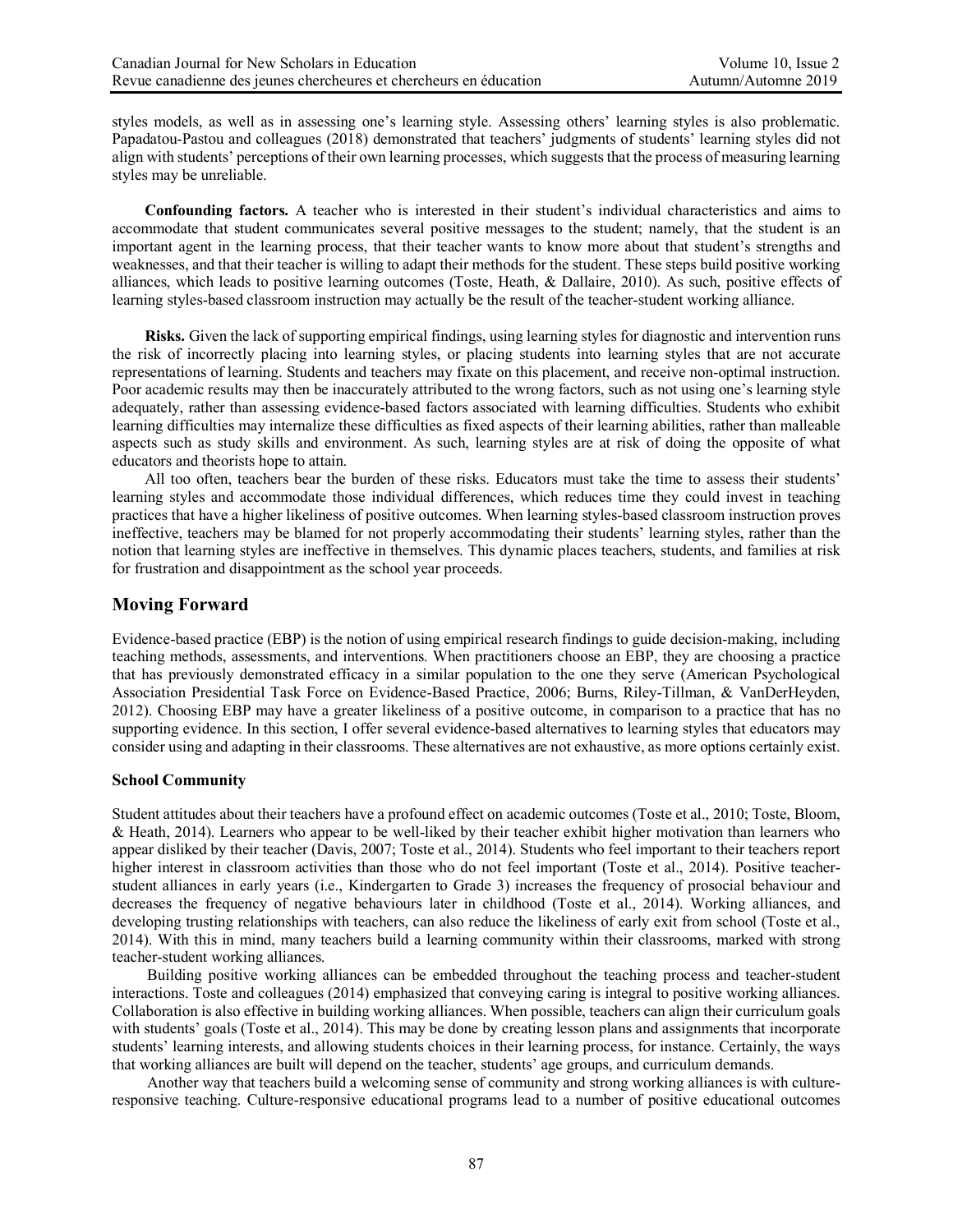styles models, as well as in assessing one's learning style. Assessing others' learning styles is also problematic. Papadatou-Pastou and colleagues (2018) demonstrated that teachers' judgments of students' learning styles did not align with students' perceptions of their own learning processes, which suggests that the process of measuring learning styles may be unreliable.

**Confounding factors.** A teacher who is interested in their student's individual characteristics and aims to accommodate that student communicates several positive messages to the student; namely, that the student is an important agent in the learning process, that their teacher wants to know more about that student's strengths and weaknesses, and that their teacher is willing to adapt their methods for the student. These steps build positive working alliances, which leads to positive learning outcomes (Toste, Heath, & Dallaire, 2010). As such, positive effects of learning styles-based classroom instruction may actually be the result of the teacher-student working alliance.

**Risks.** Given the lack of supporting empirical findings, using learning styles for diagnostic and intervention runs the risk of incorrectly placing into learning styles, or placing students into learning styles that are not accurate representations of learning. Students and teachers may fixate on this placement, and receive non-optimal instruction. Poor academic results may then be inaccurately attributed to the wrong factors, such as not using one's learning style adequately, rather than assessing evidence-based factors associated with learning difficulties. Students who exhibit learning difficulties may internalize these difficulties as fixed aspects of their learning abilities, rather than malleable aspects such as study skills and environment. As such, learning styles are at risk of doing the opposite of what educators and theorists hope to attain.

All too often, teachers bear the burden of these risks. Educators must take the time to assess their students' learning styles and accommodate those individual differences, which reduces time they could invest in teaching practices that have a higher likeliness of positive outcomes. When learning styles-based classroom instruction proves ineffective, teachers may be blamed for not properly accommodating their students' learning styles, rather than the notion that learning styles are ineffective in themselves. This dynamic places teachers, students, and families at risk for frustration and disappointment as the school year proceeds.

## Moving Forward

Evidence-based practice (EBP) is the notion of using empirical research findings to guide decision-making, including teaching methods, assessments, and interventions. When practitioners choose an EBP, they are choosing a practice that has previously demonstrated efficacy in a similar population to the one they serve (American Psychological Association Presidential Task Force on Evidence-Based Practice, 2006; Burns, Riley-Tillman, & VanDerHeyden, 2012). Choosing EBP may have a greater likeliness of a positive outcome, in comparison to a practice that has no supporting evidence. In this section, I offer several evidence-based alternatives to learning styles that educators may consider using and adapting in their classrooms. These alternatives are not exhaustive, as more options certainly exist.

### School Community

Student attitudes about their teachers have a profound effect on academic outcomes (Toste et al., 2010; Toste, Bloom, & Heath, 2014). Learners who appear to be well-liked by their teacher exhibit higher motivation than learners who appear disliked by their teacher (Davis, 2007; Toste et al., 2014). Students who feel important to their teachers report higher interest in classroom activities than those who do not feel important (Toste et al., 2014). Positive teacher-student alliances in early years (i.e., Kindergarten to Grade 3) increases the frequency of prosocial behaviour and decreases the frequency of negative behaviours later in childhood (Toste et al., 2014). Working alliances, and developing trusting relationships with teachers, can also reduce the likeliness of early exit from school (Toste et al., 2014). With this in mind, many teachers build a learning community within their classrooms, marked with strong teacher-student working alliances.

Building positive working alliances can be embedded throughout the teaching process and teacher-student interactions. Toste and colleagues (2014) emphasized that conveying caring is integral to positive working alliances. Collaboration is also effective in building working alliances. When possible, teachers can align their curriculum goals with students' goals (Toste et al., 2014). This may be done by creating lesson plans and assignments that incorporate students' learning interests, and allowing students choices in their learning process, for instance. Certainly, the ways that working alliances are built will depend on the teacher, students' age groups, and curriculum demands.

Another way that teachers build a welcoming sense of community and strong working alliances is with culture-responsive teaching. Culture-responsive educational programs lead to a number of positive educational outcomes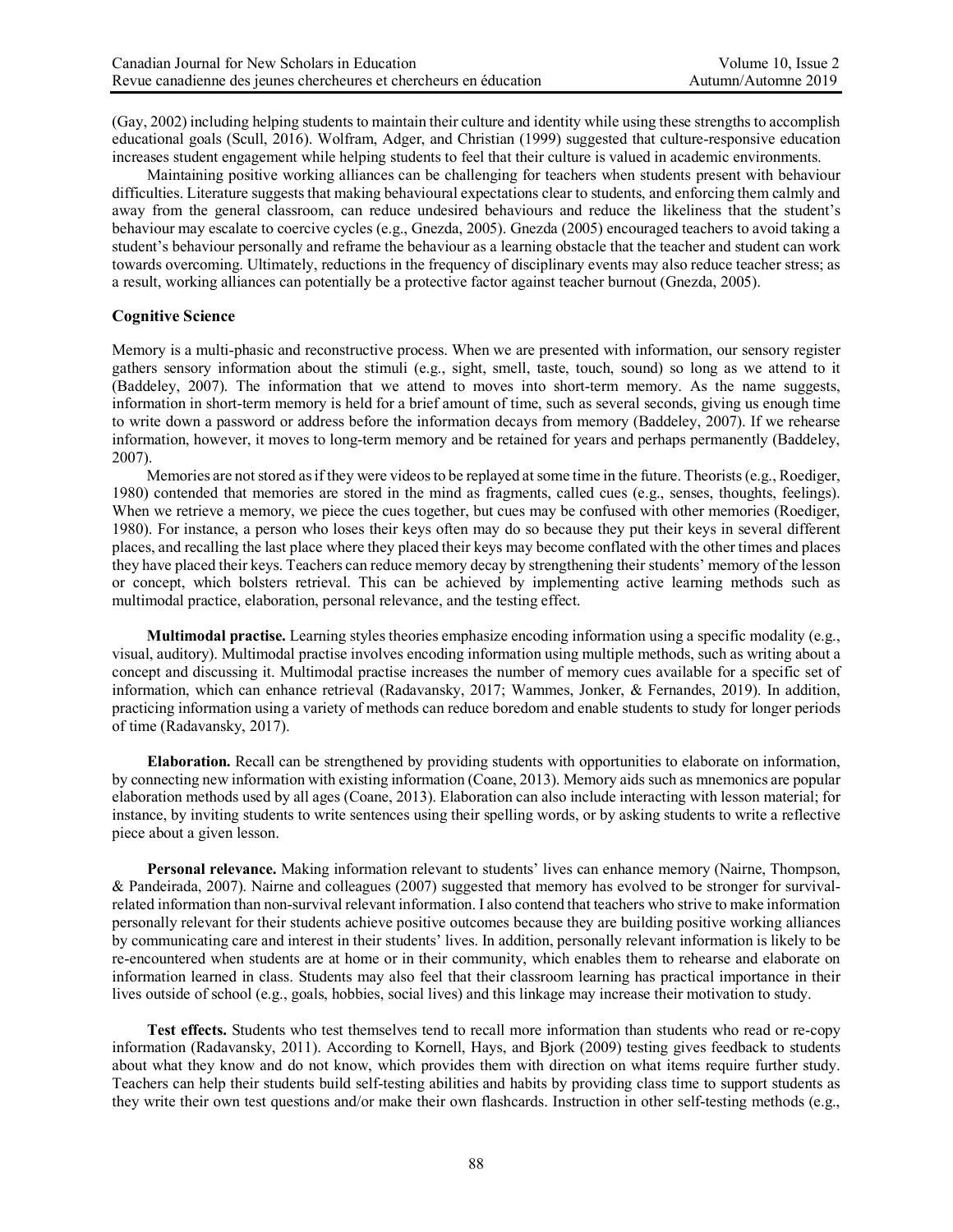(Gay, 2002) including helping students to maintain their culture and identity while using these strengths to accomplish educational goals (Scull, 2016). Wolfram, Adger, and Christian (1999) suggested that culture-responsive education increases student engagement while helping students to feel that their culture is valued in academic environments.

Maintaining positive working alliances can be challenging for teachers when students present with behaviour difficulties. Literature suggests that making behavioural expectations clear to students, and enforcing them calmly and away from the general classroom, can reduce undesired behaviours and reduce the likeliness that the student's behaviour may escalate to coercive cycles (e.g., Gnezda, 2005). Gnezda (2005) encouraged teachers to avoid taking a student's behaviour personally and reframe the behaviour as a learning obstacle that the teacher and student can work towards overcoming. Ultimately, reductions in the frequency of disciplinary events may also reduce teacher stress; as a result, working alliances can potentially be a protective factor against teacher burnout (Gnezda, 2005).

### Cognitive Science

Memory is a multi-phasic and reconstructive process. When we are presented with information, our sensory register gathers sensory information about the stimuli (e.g., sight, smell, taste, touch, sound) so long as we attend to it (Baddeley, 2007). The information that we attend to moves into short-term memory. As the name suggests, information in short-term memory is held for a brief amount of time, such as several seconds, giving us enough time to write down a password or address before the information decays from memory (Baddeley, 2007). If we rehearse information, however, it moves to long-term memory and be retained for years and perhaps permanently (Baddeley, 2007).

Memories are not stored as if they were videos to be replayed at some time in the future. Theorists (e.g., Roediger, 1980) contended that memories are stored in the mind as fragments, called cues (e.g., senses, thoughts, feelings). When we retrieve a memory, we piece the cues together, but cues may be confused with other memories (Roediger, 1980). For instance, a person who loses their keys often may do so because they put their keys in several different places, and recalling the last place where they placed their keys may become conflated with the other times and places they have placed their keys. Teachers can reduce memory decay by strengthening their students' memory of the lesson or concept, which bolsters retrieval. This can be achieved by implementing active learning methods such as multimodal practice, elaboration, personal relevance, and the testing effect.

**Multimodal practise.** Learning styles theories emphasize encoding information using a specific modality (e.g., visual, auditory). Multimodal practise involves encoding information using multiple methods, such as writing about a concept and discussing it. Multimodal practise increases the number of memory cues available for a specific set of information, which can enhance retrieval (Radavansky, 2017; Wammes, Jonker, & Fernandes, 2019). In addition, practicing information using a variety of methods can reduce boredom and enable students to study for longer periods of time (Radavansky, 2017).

**Elaboration.** Recall can be strengthened by providing students with opportunities to elaborate on information, by connecting new information with existing information (Coane, 2013). Memory aids such as mnemonics are popular elaboration methods used by all ages (Coane, 2013). Elaboration can also include interacting with lesson material; for instance, by inviting students to write sentences using their spelling words, or by asking students to write a reflective piece about a given lesson.

**Personal relevance.** Making information relevant to students' lives can enhance memory (Nairne, Thompson, & Pandeirada, 2007). Nairne and colleagues (2007) suggested that memory has evolved to be stronger for survival-related information than non-survival relevant information. I also contend that teachers who strive to make information personally relevant for their students achieve positive outcomes because they are building positive working alliances by communicating care and interest in their students' lives. In addition, personally relevant information is likely to be re-encountered when students are at home or in their community, which enables them to rehearse and elaborate on information learned in class. Students may also feel that their classroom learning has practical importance in their lives outside of school (e.g., goals, hobbies, social lives) and this linkage may increase their motivation to study.

**Test effects.** Students who test themselves tend to recall more information than students who read or re-copy information (Radavansky, 2011). According to Kornell, Hays, and Bjork (2009) testing gives feedback to students about what they know and do not know, which provides them with direction on what items require further study. Teachers can help their students build self-testing abilities and habits by providing class time to support students as they write their own test questions and/or make their own flashcards. Instruction in other self-testing methods (e.g.,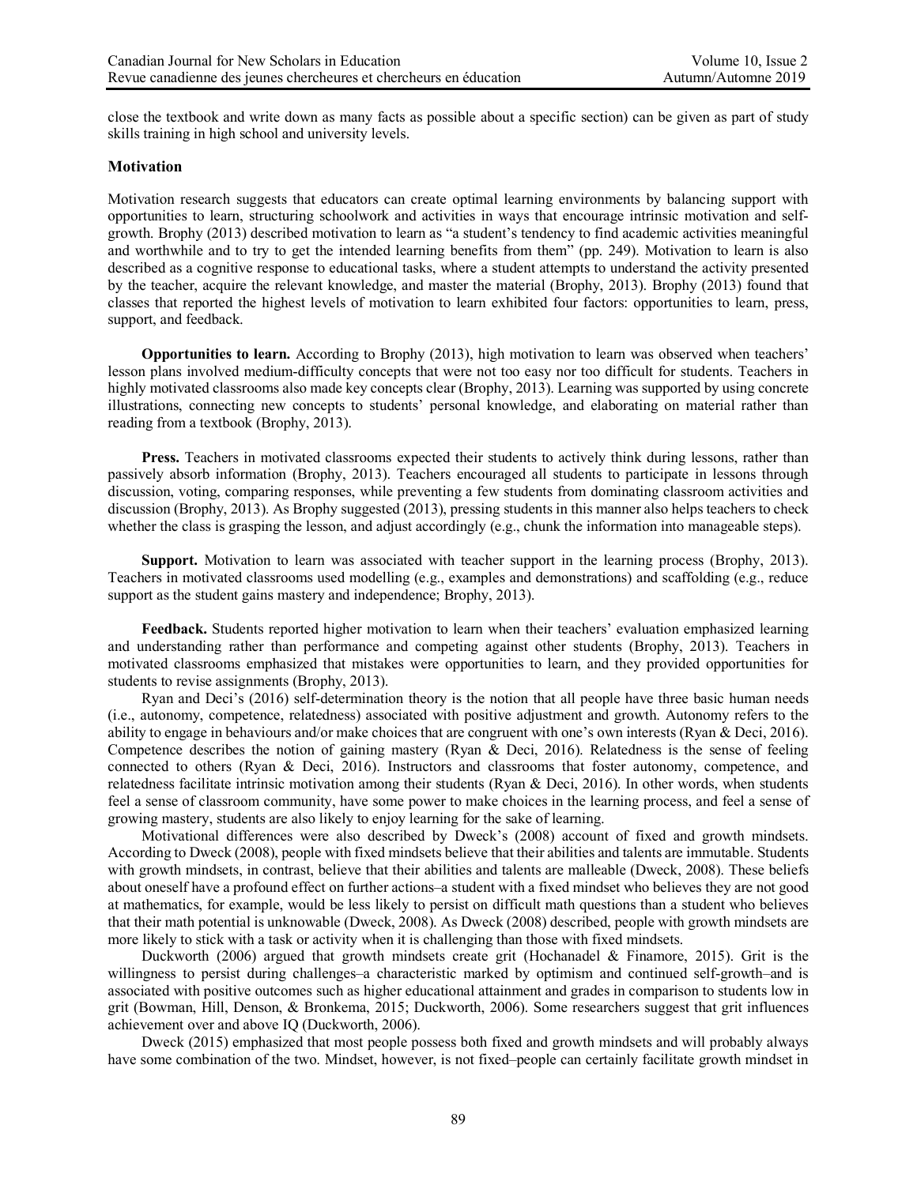close the textbook and write down as many facts as possible about a specific section) can be given as part of study skills training in high school and university levels.

### Motivation

Motivation research suggests that educators can create optimal learning environments by balancing support with opportunities to learn, structuring schoolwork and activities in ways that encourage intrinsic motivation and self-growth. Brophy (2013) described motivation to learn as "a student's tendency to find academic activities meaningful and worthwhile and to try to get the intended learning benefits from them" (pp. 249). Motivation to learn is also described as a cognitive response to educational tasks, where a student attempts to understand the activity presented by the teacher, acquire the relevant knowledge, and master the material (Brophy, 2013). Brophy (2013) found that classes that reported the highest levels of motivation to learn exhibited four factors: opportunities to learn, press, support, and feedback.

**Opportunities to learn.** According to Brophy (2013), high motivation to learn was observed when teachers' lesson plans involved medium-difficulty concepts that were not too easy nor too difficult for students. Teachers in highly motivated classrooms also made key concepts clear (Brophy, 2013). Learning was supported by using concrete illustrations, connecting new concepts to students' personal knowledge, and elaborating on material rather than reading from a textbook (Brophy, 2013).

**Press.** Teachers in motivated classrooms expected their students to actively think during lessons, rather than passively absorb information (Brophy, 2013). Teachers encouraged all students to participate in lessons through discussion, voting, comparing responses, while preventing a few students from dominating classroom activities and discussion (Brophy, 2013). As Brophy suggested (2013), pressing students in this manner also helps teachers to check whether the class is grasping the lesson, and adjust accordingly (e.g., chunk the information into manageable steps).

**Support.** Motivation to learn was associated with teacher support in the learning process (Brophy, 2013). Teachers in motivated classrooms used modelling (e.g., examples and demonstrations) and scaffolding (e.g., reduce support as the student gains mastery and independence; Brophy, 2013).

**Feedback.** Students reported higher motivation to learn when their teachers' evaluation emphasized learning and understanding rather than performance and competing against other students (Brophy, 2013). Teachers in motivated classrooms emphasized that mistakes were opportunities to learn, and they provided opportunities for students to revise assignments (Brophy, 2013).

Ryan and Deci's (2016) self-determination theory is the notion that all people have three basic human needs (i.e., autonomy, competence, relatedness) associated with positive adjustment and growth. Autonomy refers to the ability to engage in behaviours and/or make choices that are congruent with one's own interests (Ryan & Deci, 2016). Competence describes the notion of gaining mastery (Ryan & Deci, 2016). Relatedness is the sense of feeling connected to others (Ryan & Deci, 2016). Instructors and classrooms that foster autonomy, competence, and relatedness facilitate intrinsic motivation among their students (Ryan & Deci, 2016). In other words, when students feel a sense of classroom community, have some power to make choices in the learning process, and feel a sense of growing mastery, students are also likely to enjoy learning for the sake of learning.

Motivational differences were also described by Dweck's (2008) account of fixed and growth mindsets. According to Dweck (2008), people with fixed mindsets believe that their abilities and talents are immutable. Students with growth mindsets, in contrast, believe that their abilities and talents are malleable (Dweck, 2008). These beliefs about oneself have a profound effect on further actions–a student with a fixed mindset who believes they are not good at mathematics, for example, would be less likely to persist on difficult math questions than a student who believes that their math potential is unknowable (Dweck, 2008). As Dweck (2008) described, people with growth mindsets are more likely to stick with a task or activity when it is challenging than those with fixed mindsets.

Duckworth (2006) argued that growth mindsets create grit (Hochanadel & Finamore, 2015). Grit is the willingness to persist during challenges–a characteristic marked by optimism and continued self-growth–and is associated with positive outcomes such as higher educational attainment and grades in comparison to students low in grit (Bowman, Hill, Denson, & Bronkema, 2015; Duckworth, 2006). Some researchers suggest that grit influences achievement over and above IQ (Duckworth, 2006).

Dweck (2015) emphasized that most people possess both fixed and growth mindsets and will probably always have some combination of the two. Mindset, however, is not fixed–people can certainly facilitate growth mindset in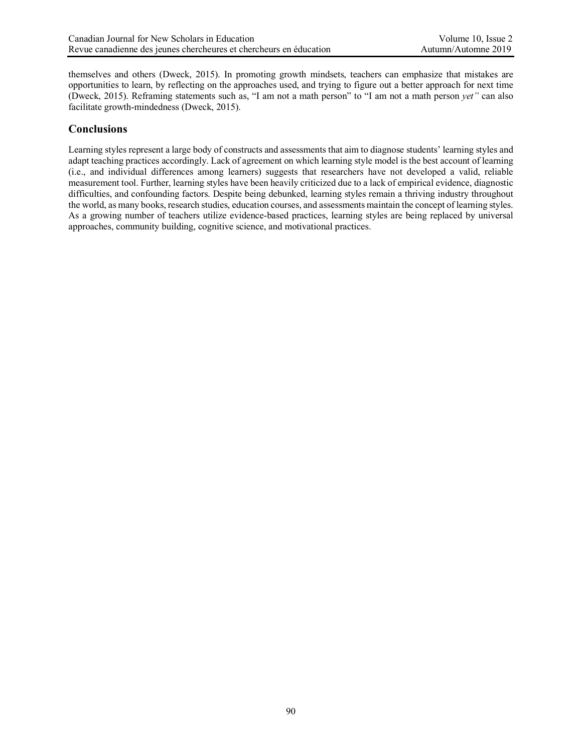themselves and others (Dweck, 2015). In promoting growth mindsets, teachers can emphasize that mistakes are opportunities to learn, by reflecting on the approaches used, and trying to figure out a better approach for next time (Dweck, 2015). Reframing statements such as, "I am not a math person" to "I am not a math person *yet"* can also facilitate growth-mindedness (Dweck, 2015).

## Conclusions

Learning styles represent a large body of constructs and assessments that aim to diagnose students' learning styles and adapt teaching practices accordingly. Lack of agreement on which learning style model is the best account of learning (i.e., and individual differences among learners) suggests that researchers have not developed a valid, reliable measurement tool. Further, learning styles have been heavily criticized due to a lack of empirical evidence, diagnostic difficulties, and confounding factors. Despite being debunked, learning styles remain a thriving industry throughout the world, as many books, research studies, education courses, and assessments maintain the concept of learning styles. As a growing number of teachers utilize evidence-based practices, learning styles are being replaced by universal approaches, community building, cognitive science, and motivational practices.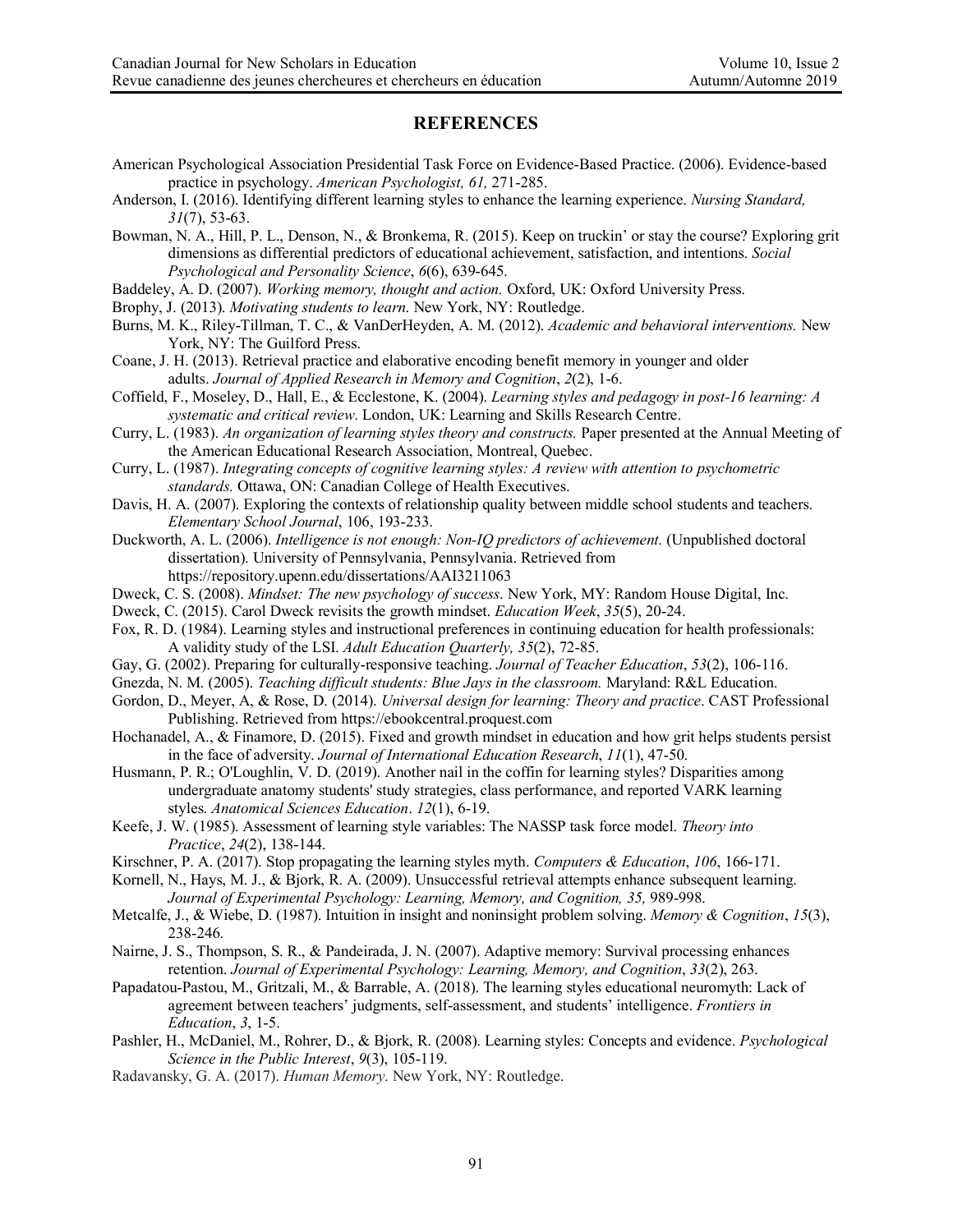## REFERENCES

American Psychological Association Presidential Task Force on Evidence-Based Practice. (2006). Evidence-based practice in psychology. *American Psychologist, 61,* 271-285.

Anderson, I. (2016). Identifying different learning styles to enhance the learning experience. *Nursing Standard, 31*(7), 53-63.

Bowman, N. A., Hill, P. L., Denson, N., & Bronkema, R. (2015). Keep on truckin' or stay the course? Exploring grit dimensions as differential predictors of educational achievement, satisfaction, and intentions. *Social Psychological and Personality Science*, *6*(6), 639-645.

Baddeley, A. D. (2007). *Working memory, thought and action.* Oxford, UK: Oxford University Press.

Brophy, J. (2013). *Motivating students to learn*. New York, NY: Routledge.

Burns, M. K., Riley-Tillman, T. C., & VanDerHeyden, A. M. (2012). *Academic and behavioral interventions.* New York, NY: The Guilford Press.

Coane, J. H. (2013). Retrieval practice and elaborative encoding benefit memory in younger and older adults. *Journal of Applied Research in Memory and Cognition*, *2*(2), 1-6.

Coffield, F., Moseley, D., Hall, E., & Ecclestone, K. (2004). *Learning styles and pedagogy in post-16 learning: A systematic and critical review*. London, UK: Learning and Skills Research Centre.

Curry, L. (1983). *An organization of learning styles theory and constructs.* Paper presented at the Annual Meeting of the American Educational Research Association, Montreal, Quebec.

Curry, L. (1987). *Integrating concepts of cognitive learning styles: A review with attention to psychometric standards.* Ottawa, ON: Canadian College of Health Executives.

Davis, H. A. (2007). Exploring the contexts of relationship quality between middle school students and teachers. *Elementary School Journal*, 106, 193-233.

Duckworth, A. L. (2006). *Intelligence is not enough: Non-IQ predictors of achievement.* (Unpublished doctoral dissertation). University of Pennsylvania, Pennsylvania. Retrieved from https://repository.upenn.edu/dissertations/AAI3211063

Dweck, C. S. (2008). *Mindset: The new psychology of success*. New York, MY: Random House Digital, Inc.

Dweck, C. (2015). Carol Dweck revisits the growth mindset. *Education Week*, *35*(5), 20-24.

Fox, R. D. (1984). Learning styles and instructional preferences in continuing education for health professionals: A validity study of the LSI. *Adult Education Quarterly, 35*(2), 72-85.

Gay, G. (2002). Preparing for culturally-responsive teaching. *Journal of Teacher Education*, *53*(2), 106-116.

Gnezda, N. M. (2005). *Teaching difficult students: Blue Jays in the classroom.* Maryland: R&L Education.

Gordon, D., Meyer, A, & Rose, D. (2014). *Universal design for learning: Theory and practice*. CAST Professional Publishing. Retrieved from https://ebookcentral.proquest.com

Hochanadel, A., & Finamore, D. (2015). Fixed and growth mindset in education and how grit helps students persist in the face of adversity. *Journal of International Education Research*, *11*(1), 47-50.

Husmann, P. R.; O'Loughlin, V. D. (2019). Another nail in the coffin for learning styles? Disparities among undergraduate anatomy students' study strategies, class performance, and reported VARK learning styles. *Anatomical Sciences Education*. *12*(1), 6-19.

Keefe, J. W. (1985). Assessment of learning style variables: The NASSP task force model. *Theory into Practice*, *24*(2), 138-144.

Kirschner, P. A. (2017). Stop propagating the learning styles myth. *Computers & Education*, *106*, 166-171.

Kornell, N., Hays, M. J., & Bjork, R. A. (2009). Unsuccessful retrieval attempts enhance subsequent learning. *Journal of Experimental Psychology: Learning, Memory, and Cognition, 35,* 989-998.

Metcalfe, J., & Wiebe, D. (1987). Intuition in insight and noninsight problem solving. *Memory & Cognition*, *15*(3), 238-246.

Nairne, J. S., Thompson, S. R., & Pandeirada, J. N. (2007). Adaptive memory: Survival processing enhances retention. *Journal of Experimental Psychology: Learning, Memory, and Cognition*, *33*(2), 263.

Papadatou-Pastou, M., Gritzali, M., & Barrable, A. (2018). The learning styles educational neuromyth: Lack of agreement between teachers' judgments, self-assessment, and students' intelligence. *Frontiers in Education*, *3*, 1-5.

Pashler, H., McDaniel, M., Rohrer, D., & Bjork, R. (2008). Learning styles: Concepts and evidence. *Psychological Science in the Public Interest*, *9*(3), 105-119.

Radavansky, G. A. (2017). *Human Memory*. New York, NY: Routledge.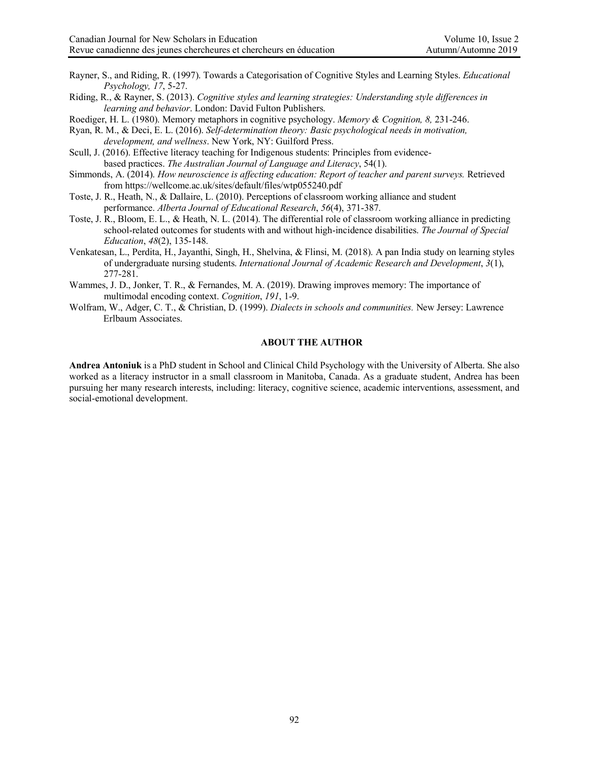Rayner, S., and Riding, R. (1997). Towards a Categorisation of Cognitive Styles and Learning Styles. *Educational Psychology, 17*, 5-27.

Riding, R., & Rayner, S. (2013). *Cognitive styles and learning strategies: Understanding style differences in learning and behavior*. London: David Fulton Publishers.

Roediger, H. L. (1980). Memory metaphors in cognitive psychology. *Memory & Cognition, 8,* 231-246.

Ryan, R. M., & Deci, E. L. (2016). *Self-determination theory: Basic psychological needs in motivation, development, and wellness*. New York, NY: Guilford Press.

Scull, J. (2016). Effective literacy teaching for Indigenous students: Principles from evidence-based practices. *The Australian Journal of Language and Literacy*, 54(1).

Simmonds, A. (2014). *How neuroscience is affecting education: Report of teacher and parent surveys.* Retrieved from https://wellcome.ac.uk/sites/default/files/wtp055240.pdf

Toste, J. R., Heath, N., & Dallaire, L. (2010). Perceptions of classroom working alliance and student performance. *Alberta Journal of Educational Research*, *56*(4), 371-387.

Toste, J. R., Bloom, E. L., & Heath, N. L. (2014). The differential role of classroom working alliance in predicting school-related outcomes for students with and without high-incidence disabilities. *The Journal of Special Education*, *48*(2), 135-148.

Venkatesan, L., Perdita, H., Jayanthi, Singh, H., Shelvina, & Flinsi, M. (2018). A pan India study on learning styles of undergraduate nursing students. *International Journal of Academic Research and Development*, *3*(1), 277-281.

Wammes, J. D., Jonker, T. R., & Fernandes, M. A. (2019). Drawing improves memory: The importance of multimodal encoding context. *Cognition*, *191*, 1-9.

Wolfram, W., Adger, C. T., & Christian, D. (1999). *Dialects in schools and communities.* New Jersey: Lawrence Erlbaum Associates.

## ABOUT THE AUTHOR

**Andrea Antoniuk** is a PhD student in School and Clinical Child Psychology with the University of Alberta. She also worked as a literacy instructor in a small classroom in Manitoba, Canada. As a graduate student, Andrea has been pursuing her many research interests, including: literacy, cognitive science, academic interventions, assessment, and social-emotional development.